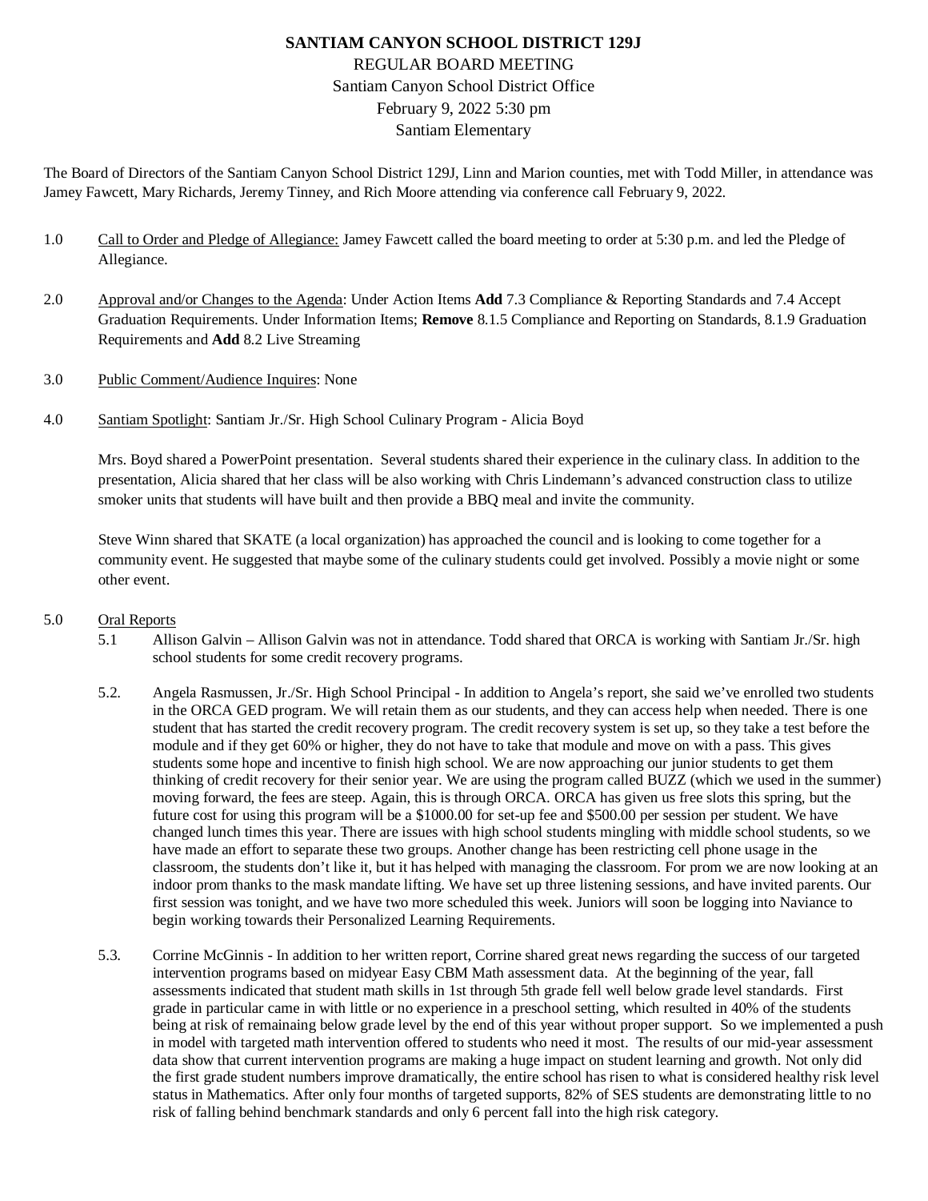# SANTIAM CANYON SCHOOL DISTRICT 129J

REGULAR BOARD MEETING
Santiam Canyon School District Office
February 9, 2022 5:30 pm
Santiam Elementary

The Board of Directors of the Santiam Canyon School District 129J, Linn and Marion counties, met with Todd Miller, in attendance was Jamey Fawcett, Mary Richards, Jeremy Tinney, and Rich Moore attending via conference call February 9, 2022.

1.0 Call to Order and Pledge of Allegiance: Jamey Fawcett called the board meeting to order at 5:30 p.m. and led the Pledge of Allegiance.

2.0 Approval and/or Changes to the Agenda: Under Action Items **Add** 7.3 Compliance & Reporting Standards and 7.4 Accept Graduation Requirements. Under Information Items; **Remove** 8.1.5 Compliance and Reporting on Standards, 8.1.9 Graduation Requirements and **Add** 8.2 Live Streaming

3.0 Public Comment/Audience Inquires: None

4.0 Santiam Spotlight: Santiam Jr./Sr. High School Culinary Program - Alicia Boyd

Mrs. Boyd shared a PowerPoint presentation. Several students shared their experience in the culinary class. In addition to the presentation, Alicia shared that her class will be also working with Chris Lindemann's advanced construction class to utilize smoker units that students will have built and then provide a BBQ meal and invite the community.

Steve Winn shared that SKATE (a local organization) has approached the council and is looking to come together for a community event. He suggested that maybe some of the culinary students could get involved. Possibly a movie night or some other event.

5.0 Oral Reports

5.1 Allison Galvin – Allison Galvin was not in attendance. Todd shared that ORCA is working with Santiam Jr./Sr. high school students for some credit recovery programs.

5.2. Angela Rasmussen, Jr./Sr. High School Principal - In addition to Angela's report, she said we've enrolled two students in the ORCA GED program. We will retain them as our students, and they can access help when needed. There is one student that has started the credit recovery program. The credit recovery system is set up, so they take a test before the module and if they get 60% or higher, they do not have to take that module and move on with a pass. This gives students some hope and incentive to finish high school. We are now approaching our junior students to get them thinking of credit recovery for their senior year. We are using the program called BUZZ (which we used in the summer) moving forward, the fees are steep. Again, this is through ORCA. ORCA has given us free slots this spring, but the future cost for using this program will be a $1000.00 for set-up fee and $500.00 per session per student. We have changed lunch times this year. There are issues with high school students mingling with middle school students, so we have made an effort to separate these two groups. Another change has been restricting cell phone usage in the classroom, the students don't like it, but it has helped with managing the classroom. For prom we are now looking at an indoor prom thanks to the mask mandate lifting. We have set up three listening sessions, and have invited parents. Our first session was tonight, and we have two more scheduled this week. Juniors will soon be logging into Naviance to begin working towards their Personalized Learning Requirements.

5.3. Corrine McGinnis - In addition to her written report, Corrine shared great news regarding the success of our targeted intervention programs based on midyear Easy CBM Math assessment data. At the beginning of the year, fall assessments indicated that student math skills in 1st through 5th grade fell well below grade level standards. First grade in particular came in with little or no experience in a preschool setting, which resulted in 40% of the students being at risk of remainaing below grade level by the end of this year without proper support. So we implemented a push in model with targeted math intervention offered to students who need it most. The results of our mid-year assessment data show that current intervention programs are making a huge impact on student learning and growth. Not only did the first grade student numbers improve dramatically, the entire school has risen to what is considered healthy risk level status in Mathematics. After only four months of targeted supports, 82% of SES students are demonstrating little to no risk of falling behind benchmark standards and only 6 percent fall into the high risk category.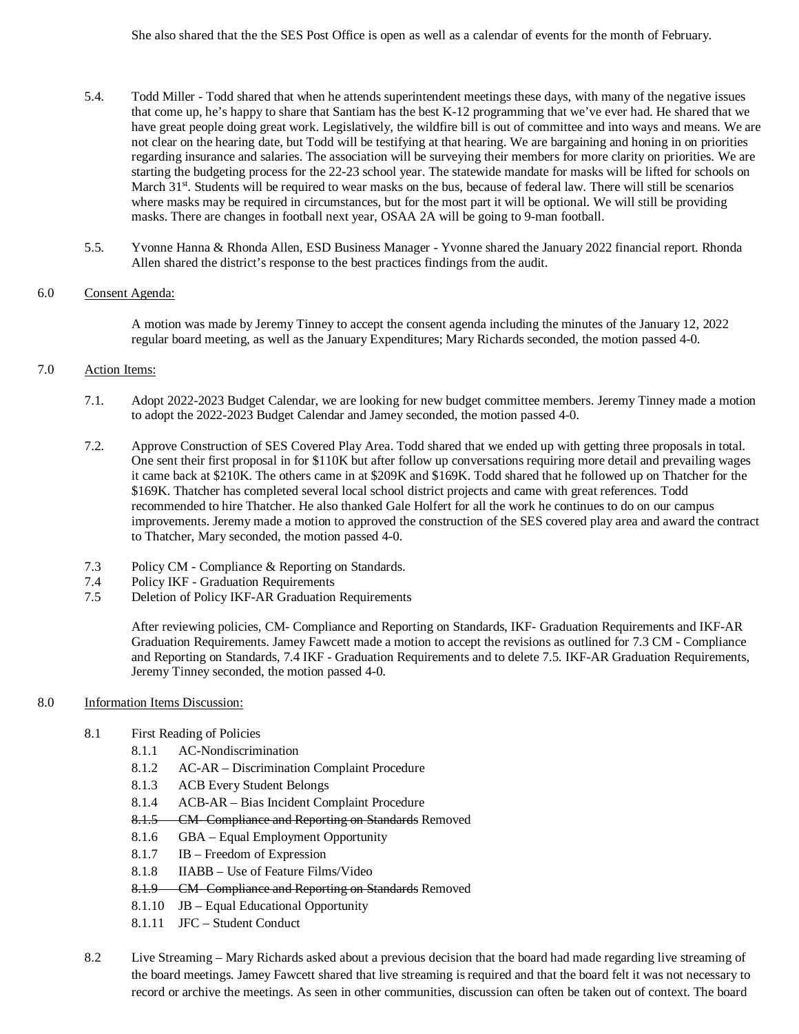She also shared that the the SES Post Office is open as well as a calendar of events for the month of February.

5.4. Todd Miller - Todd shared that when he attends superintendent meetings these days, with many of the negative issues that come up, he's happy to share that Santiam has the best K-12 programming that we've ever had. He shared that we have great people doing great work. Legislatively, the wildfire bill is out of committee and into ways and means. We are not clear on the hearing date, but Todd will be testifying at that hearing. We are bargaining and honing in on priorities regarding insurance and salaries. The association will be surveying their members for more clarity on priorities. We are starting the budgeting process for the 22-23 school year. The statewide mandate for masks will be lifted for schools on March 31st. Students will be required to wear masks on the bus, because of federal law. There will still be scenarios where masks may be required in circumstances, but for the most part it will be optional. We will still be providing masks. There are changes in football next year, OSAA 2A will be going to 9-man football.

5.5. Yvonne Hanna & Rhonda Allen, ESD Business Manager - Yvonne shared the January 2022 financial report. Rhonda Allen shared the district's response to the best practices findings from the audit.

6.0 Consent Agenda:

A motion was made by Jeremy Tinney to accept the consent agenda including the minutes of the January 12, 2022 regular board meeting, as well as the January Expenditures; Mary Richards seconded, the motion passed 4-0.

7.0 Action Items:

7.1. Adopt 2022-2023 Budget Calendar, we are looking for new budget committee members. Jeremy Tinney made a motion to adopt the 2022-2023 Budget Calendar and Jamey seconded, the motion passed 4-0.

7.2. Approve Construction of SES Covered Play Area. Todd shared that we ended up with getting three proposals in total. One sent their first proposal in for $110K but after follow up conversations requiring more detail and prevailing wages it came back at $210K. The others came in at $209K and $169K. Todd shared that he followed up on Thatcher for the $169K. Thatcher has completed several local school district projects and came with great references. Todd recommended to hire Thatcher. He also thanked Gale Holfert for all the work he continues to do on our campus improvements. Jeremy made a motion to approved the construction of the SES covered play area and award the contract to Thatcher, Mary seconded, the motion passed 4-0.

7.3 Policy CM - Compliance & Reporting on Standards.
7.4 Policy IKF - Graduation Requirements
7.5 Deletion of Policy IKF-AR Graduation Requirements

After reviewing policies, CM- Compliance and Reporting on Standards, IKF- Graduation Requirements and IKF-AR Graduation Requirements. Jamey Fawcett made a motion to accept the revisions as outlined for 7.3 CM - Compliance and Reporting on Standards, 7.4 IKF - Graduation Requirements and to delete 7.5. IKF-AR Graduation Requirements, Jeremy Tinney seconded, the motion passed 4-0.

8.0 Information Items Discussion:

8.1 First Reading of Policies
- 8.1.1 AC-Nondiscrimination
- 8.1.2 AC-AR – Discrimination Complaint Procedure
- 8.1.3 ACB Every Student Belongs
- 8.1.4 ACB-AR – Bias Incident Complaint Procedure
- ~~8.1.5 CM- Compliance and Reporting on Standards~~ Removed
- 8.1.6 GBA – Equal Employment Opportunity
- 8.1.7 IB – Freedom of Expression
- 8.1.8 IIABB – Use of Feature Films/Video
- ~~8.1.9 CM- Compliance and Reporting on Standards~~ Removed
- 8.1.10 JB – Equal Educational Opportunity
- 8.1.11 JFC – Student Conduct

8.2 Live Streaming – Mary Richards asked about a previous decision that the board had made regarding live streaming of the board meetings. Jamey Fawcett shared that live streaming is required and that the board felt it was not necessary to record or archive the meetings. As seen in other communities, discussion can often be taken out of context. The board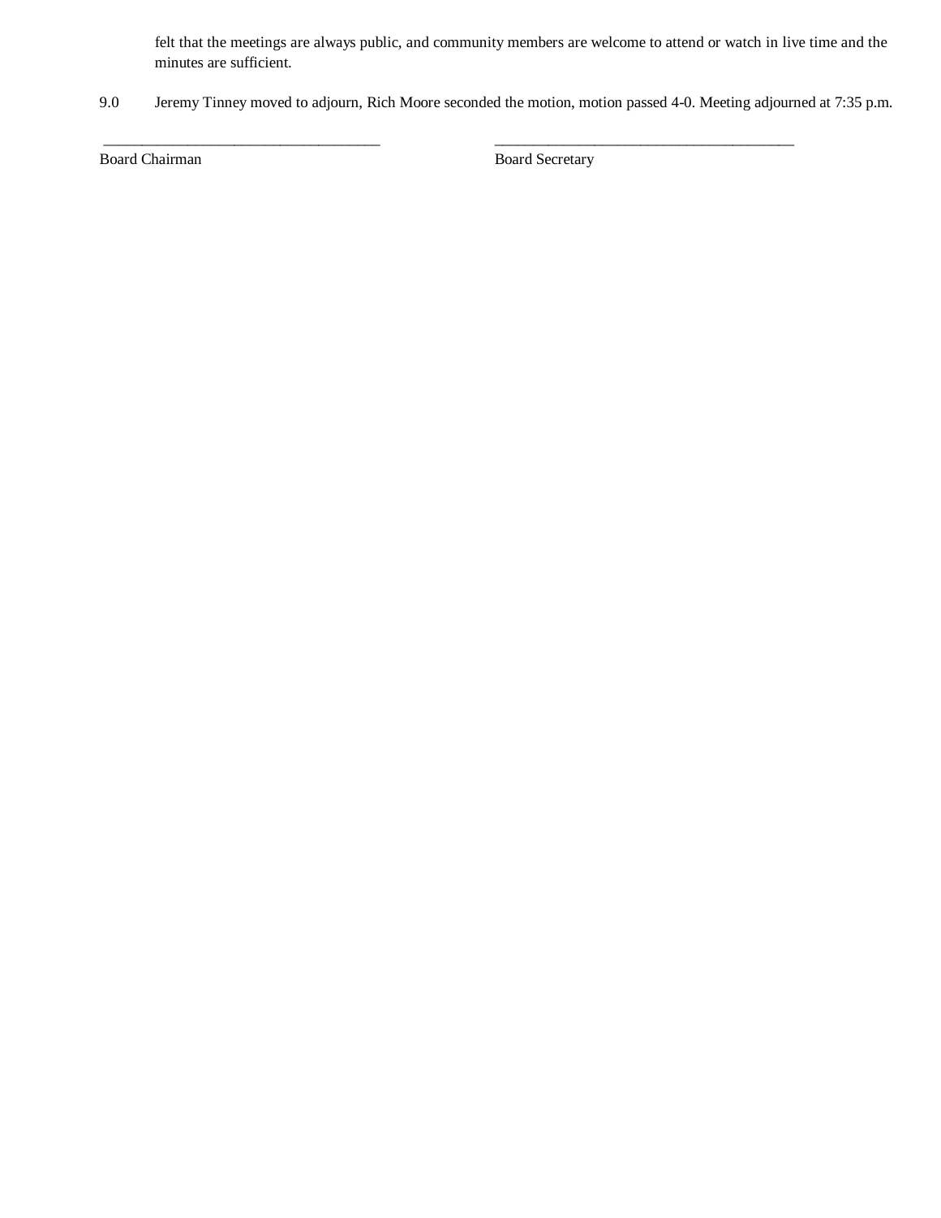felt that the meetings are always public, and community members are welcome to attend or watch in live time and the minutes are sufficient.

9.0 Jeremy Tinney moved to adjourn, Rich Moore seconded the motion, motion passed 4-0. Meeting adjourned at 7:35 p.m.

_____________________________________ _____________________________________

Board Chairman Board Secretary